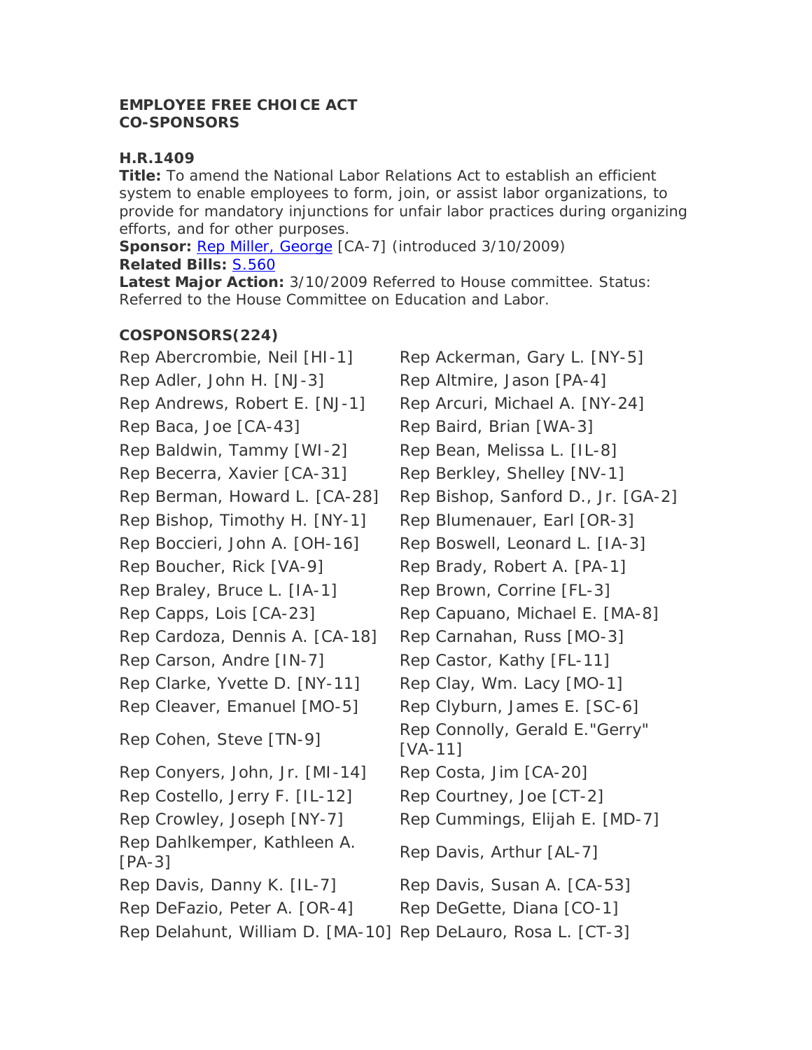**EMPLOYEE FREE CHOICE ACT**
**CO-SPONSORS**

**H.R.1409**
**Title:** To amend the National Labor Relations Act to establish an efficient system to enable employees to form, join, or assist labor organizations, to provide for mandatory injunctions for unfair labor practices during organizing efforts, and for other purposes.
**Sponsor:** Rep Miller, George [CA-7] (introduced 3/10/2009)
**Related Bills:** S.560
**Latest Major Action:** 3/10/2009 Referred to House committee. Status: Referred to the House Committee on Education and Labor.

**COSPONSORS(224)**

| | |
|---|---|
| Rep Abercrombie, Neil [HI-1] | Rep Ackerman, Gary L. [NY-5] |
| Rep Adler, John H. [NJ-3] | Rep Altmire, Jason [PA-4] |
| Rep Andrews, Robert E. [NJ-1] | Rep Arcuri, Michael A. [NY-24] |
| Rep Baca, Joe [CA-43] | Rep Baird, Brian [WA-3] |
| Rep Baldwin, Tammy [WI-2] | Rep Bean, Melissa L. [IL-8] |
| Rep Becerra, Xavier [CA-31] | Rep Berkley, Shelley [NV-1] |
| Rep Berman, Howard L. [CA-28] | Rep Bishop, Sanford D., Jr. [GA-2] |
| Rep Bishop, Timothy H. [NY-1] | Rep Blumenauer, Earl [OR-3] |
| Rep Boccieri, John A. [OH-16] | Rep Boswell, Leonard L. [IA-3] |
| Rep Boucher, Rick [VA-9] | Rep Brady, Robert A. [PA-1] |
| Rep Braley, Bruce L. [IA-1] | Rep Brown, Corrine [FL-3] |
| Rep Capps, Lois [CA-23] | Rep Capuano, Michael E. [MA-8] |
| Rep Cardoza, Dennis A. [CA-18] | Rep Carnahan, Russ [MO-3] |
| Rep Carson, Andre [IN-7] | Rep Castor, Kathy [FL-11] |
| Rep Clarke, Yvette D. [NY-11] | Rep Clay, Wm. Lacy [MO-1] |
| Rep Cleaver, Emanuel [MO-5] | Rep Clyburn, James E. [SC-6] |
| Rep Cohen, Steve [TN-9] | Rep Connolly, Gerald E."Gerry" [VA-11] |
| Rep Conyers, John, Jr. [MI-14] | Rep Costa, Jim [CA-20] |
| Rep Costello, Jerry F. [IL-12] | Rep Courtney, Joe [CT-2] |
| Rep Crowley, Joseph [NY-7] | Rep Cummings, Elijah E. [MD-7] |
| Rep Dahlkemper, Kathleen A. [PA-3] | Rep Davis, Arthur [AL-7] |
| Rep Davis, Danny K. [IL-7] | Rep Davis, Susan A. [CA-53] |
| Rep DeFazio, Peter A. [OR-4] | Rep DeGette, Diana [CO-1] |
| Rep Delahunt, William D. [MA-10] | Rep DeLauro, Rosa L. [CT-3] |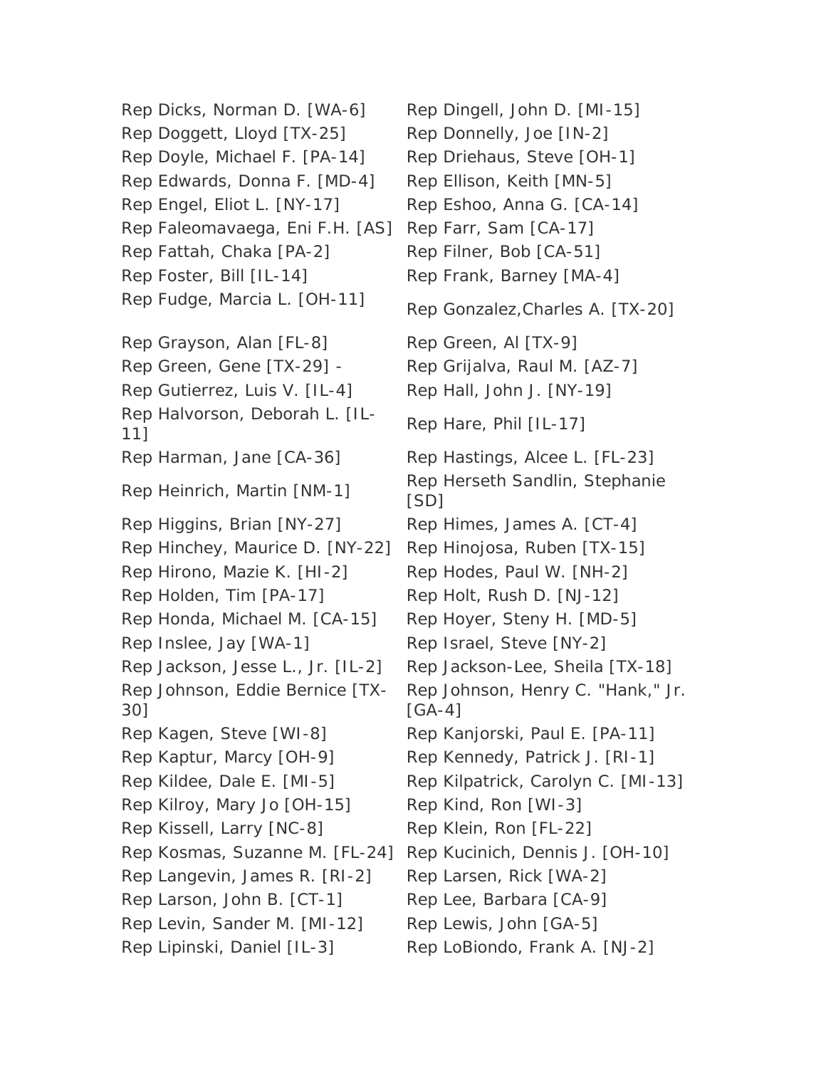Rep Dicks, Norman D. [WA-6]
Rep Dingell, John D. [MI-15]
Rep Doggett, Lloyd [TX-25]
Rep Donnelly, Joe [IN-2]
Rep Doyle, Michael F. [PA-14]
Rep Driehaus, Steve [OH-1]
Rep Edwards, Donna F. [MD-4]
Rep Ellison, Keith [MN-5]
Rep Engel, Eliot L. [NY-17]
Rep Eshoo, Anna G. [CA-14]
Rep Faleomavaega, Eni F.H. [AS]
Rep Farr, Sam [CA-17]
Rep Fattah, Chaka [PA-2]
Rep Filner, Bob [CA-51]
Rep Foster, Bill [IL-14]
Rep Frank, Barney [MA-4]
Rep Fudge, Marcia L. [OH-11]
Rep Gonzalez,Charles A. [TX-20]
Rep Grayson, Alan [FL-8]
Rep Green, Al [TX-9]
Rep Green, Gene [TX-29] -
Rep Grijalva, Raul M. [AZ-7]
Rep Gutierrez, Luis V. [IL-4]
Rep Hall, John J. [NY-19]
Rep Halvorson, Deborah L. [IL-11]
Rep Hare, Phil [IL-17]
Rep Harman, Jane [CA-36]
Rep Hastings, Alcee L. [FL-23]
Rep Heinrich, Martin [NM-1]
Rep Herseth Sandlin, Stephanie [SD]
Rep Higgins, Brian [NY-27]
Rep Himes, James A. [CT-4]
Rep Hinchey, Maurice D. [NY-22]
Rep Hinojosa, Ruben [TX-15]
Rep Hirono, Mazie K. [HI-2]
Rep Hodes, Paul W. [NH-2]
Rep Holden, Tim [PA-17]
Rep Holt, Rush D. [NJ-12]
Rep Honda, Michael M. [CA-15]
Rep Hoyer, Steny H. [MD-5]
Rep Inslee, Jay [WA-1]
Rep Israel, Steve [NY-2]
Rep Jackson, Jesse L., Jr. [IL-2]
Rep Jackson-Lee, Sheila [TX-18]
Rep Johnson, Eddie Bernice [TX-30]
Rep Johnson, Henry C. "Hank," Jr. [GA-4]
Rep Kagen, Steve [WI-8]
Rep Kanjorski, Paul E. [PA-11]
Rep Kaptur, Marcy [OH-9]
Rep Kennedy, Patrick J. [RI-1]
Rep Kildee, Dale E. [MI-5]
Rep Kilpatrick, Carolyn C. [MI-13]
Rep Kilroy, Mary Jo [OH-15]
Rep Kind, Ron [WI-3]
Rep Kissell, Larry [NC-8]
Rep Klein, Ron [FL-22]
Rep Kosmas, Suzanne M. [FL-24]
Rep Kucinich, Dennis J. [OH-10]
Rep Langevin, James R. [RI-2]
Rep Larsen, Rick [WA-2]
Rep Larson, John B. [CT-1]
Rep Lee, Barbara [CA-9]
Rep Levin, Sander M. [MI-12]
Rep Lewis, John [GA-5]
Rep Lipinski, Daniel [IL-3]
Rep LoBiondo, Frank A. [NJ-2]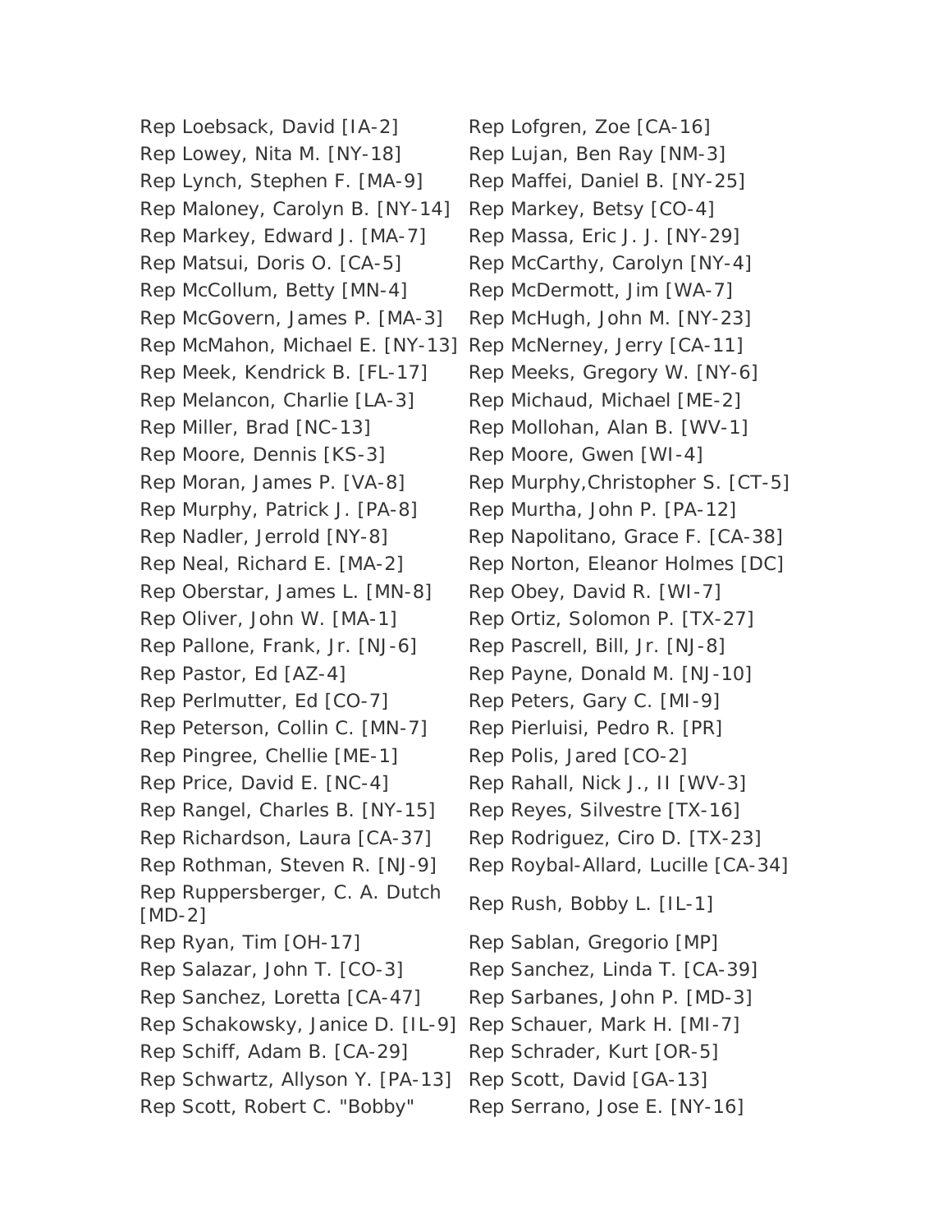Rep Loebsack, David [IA-2]
Rep Lofgren, Zoe [CA-16]
Rep Lowey, Nita M. [NY-18]
Rep Lujan, Ben Ray [NM-3]
Rep Lynch, Stephen F. [MA-9]
Rep Maffei, Daniel B. [NY-25]
Rep Maloney, Carolyn B. [NY-14]
Rep Markey, Betsy [CO-4]
Rep Markey, Edward J. [MA-7]
Rep Massa, Eric J. J. [NY-29]
Rep Matsui, Doris O. [CA-5]
Rep McCarthy, Carolyn [NY-4]
Rep McCollum, Betty [MN-4]
Rep McDermott, Jim [WA-7]
Rep McGovern, James P. [MA-3]
Rep McHugh, John M. [NY-23]
Rep McMahon, Michael E. [NY-13]
Rep McNerney, Jerry [CA-11]
Rep Meek, Kendrick B. [FL-17]
Rep Meeks, Gregory W. [NY-6]
Rep Melancon, Charlie [LA-3]
Rep Michaud, Michael [ME-2]
Rep Miller, Brad [NC-13]
Rep Mollohan, Alan B. [WV-1]
Rep Moore, Dennis [KS-3]
Rep Moore, Gwen [WI-4]
Rep Moran, James P. [VA-8]
Rep Murphy,Christopher S. [CT-5]
Rep Murphy, Patrick J. [PA-8]
Rep Murtha, John P. [PA-12]
Rep Nadler, Jerrold [NY-8]
Rep Napolitano, Grace F. [CA-38]
Rep Neal, Richard E. [MA-2]
Rep Norton, Eleanor Holmes [DC]
Rep Oberstar, James L. [MN-8]
Rep Obey, David R. [WI-7]
Rep Oliver, John W. [MA-1]
Rep Ortiz, Solomon P. [TX-27]
Rep Pallone, Frank, Jr. [NJ-6]
Rep Pascrell, Bill, Jr. [NJ-8]
Rep Pastor, Ed [AZ-4]
Rep Payne, Donald M. [NJ-10]
Rep Perlmutter, Ed [CO-7]
Rep Peters, Gary C. [MI-9]
Rep Peterson, Collin C. [MN-7]
Rep Pierluisi, Pedro R. [PR]
Rep Pingree, Chellie [ME-1]
Rep Polis, Jared [CO-2]
Rep Price, David E. [NC-4]
Rep Rahall, Nick J., II [WV-3]
Rep Rangel, Charles B. [NY-15]
Rep Reyes, Silvestre [TX-16]
Rep Richardson, Laura [CA-37]
Rep Rodriguez, Ciro D. [TX-23]
Rep Rothman, Steven R. [NJ-9]
Rep Roybal-Allard, Lucille [CA-34]
Rep Ruppersberger, C. A. Dutch [MD-2]
Rep Rush, Bobby L. [IL-1]
Rep Ryan, Tim [OH-17]
Rep Sablan, Gregorio [MP]
Rep Salazar, John T. [CO-3]
Rep Sanchez, Linda T. [CA-39]
Rep Sanchez, Loretta [CA-47]
Rep Sarbanes, John P. [MD-3]
Rep Schakowsky, Janice D. [IL-9]
Rep Schauer, Mark H. [MI-7]
Rep Schiff, Adam B. [CA-29]
Rep Schrader, Kurt [OR-5]
Rep Schwartz, Allyson Y. [PA-13]
Rep Scott, David [GA-13]
Rep Scott, Robert C. "Bobby"
Rep Serrano, Jose E. [NY-16]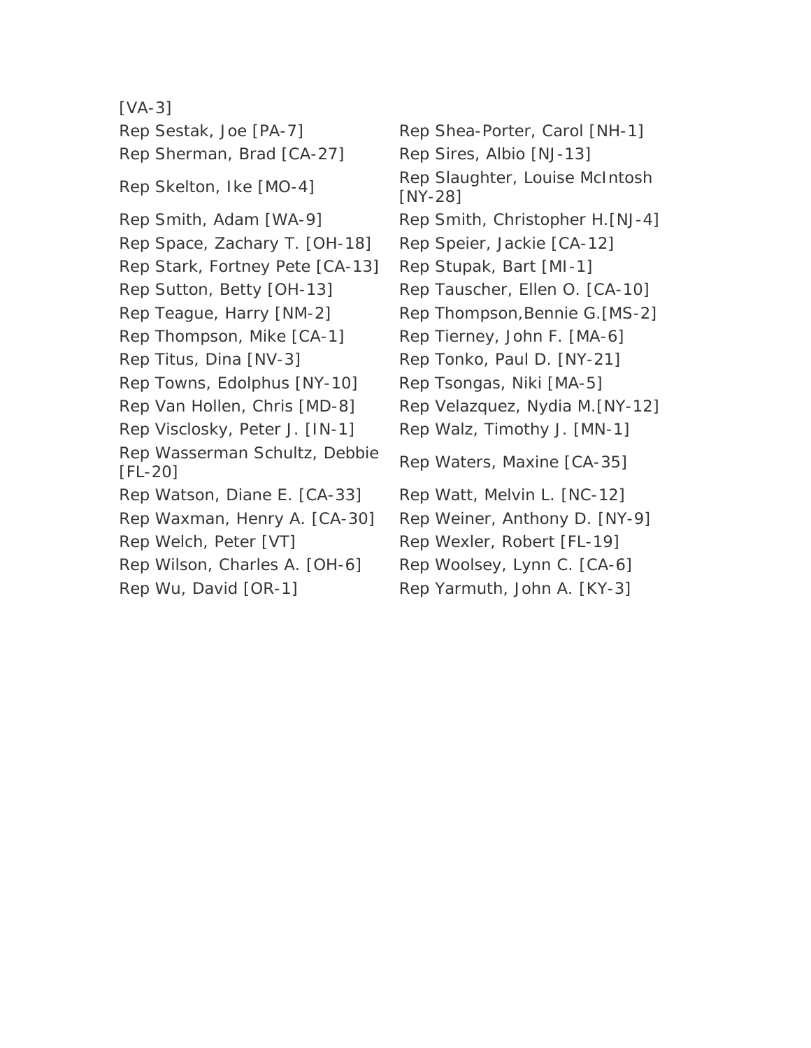[VA-3]

| | |
|---|---|
| Rep Sestak, Joe [PA-7] | Rep Shea-Porter, Carol [NH-1] |
| Rep Sherman, Brad [CA-27] | Rep Sires, Albio [NJ-13] |
| Rep Skelton, Ike [MO-4] | Rep Slaughter, Louise McIntosh [NY-28] |
| Rep Smith, Adam [WA-9] | Rep Smith, Christopher H.[NJ-4] |
| Rep Space, Zachary T. [OH-18] | Rep Speier, Jackie [CA-12] |
| Rep Stark, Fortney Pete [CA-13] | Rep Stupak, Bart [MI-1] |
| Rep Sutton, Betty [OH-13] | Rep Tauscher, Ellen O. [CA-10] |
| Rep Teague, Harry [NM-2] | Rep Thompson,Bennie G.[MS-2] |
| Rep Thompson, Mike [CA-1] | Rep Tierney, John F. [MA-6] |
| Rep Titus, Dina [NV-3] | Rep Tonko, Paul D. [NY-21] |
| Rep Towns, Edolphus [NY-10] | Rep Tsongas, Niki [MA-5] |
| Rep Van Hollen, Chris [MD-8] | Rep Velazquez, Nydia M.[NY-12] |
| Rep Visclosky, Peter J. [IN-1] | Rep Walz, Timothy J. [MN-1] |
| Rep Wasserman Schultz, Debbie [FL-20] | Rep Waters, Maxine [CA-35] |
| Rep Watson, Diane E. [CA-33] | Rep Watt, Melvin L. [NC-12] |
| Rep Waxman, Henry A. [CA-30] | Rep Weiner, Anthony D. [NY-9] |
| Rep Welch, Peter [VT] | Rep Wexler, Robert [FL-19] |
| Rep Wilson, Charles A. [OH-6] | Rep Woolsey, Lynn C. [CA-6] |
| Rep Wu, David [OR-1] | Rep Yarmuth, John A. [KY-3] |